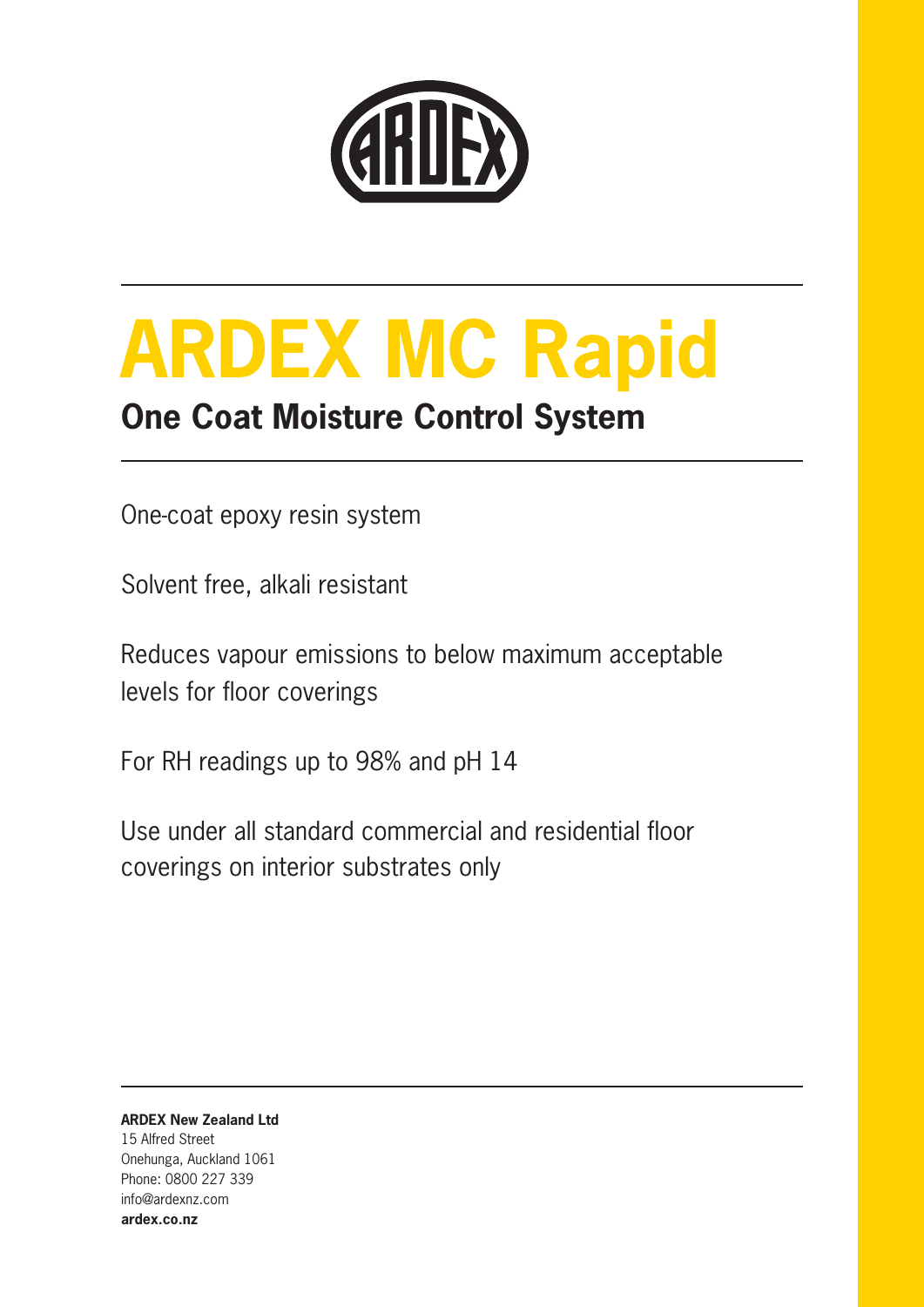# ARDEX MC Rapid

## One Coat Moisture Control System

One-coat epoxy resin system

Solvent free, alkali resistant

Reduces vapour emissions to below maximum acceptable levels for floor coverings

For RH readings up to 98% and pH 14

Use under all standard commercial and residential floor coverings on interior substrates only

**ARDEX New Zealand Ltd**
15 Alfred Street
Onehunga, Auckland 1061
Phone: 0800 227 339
info@ardexnz.com
**ardex.co.nz**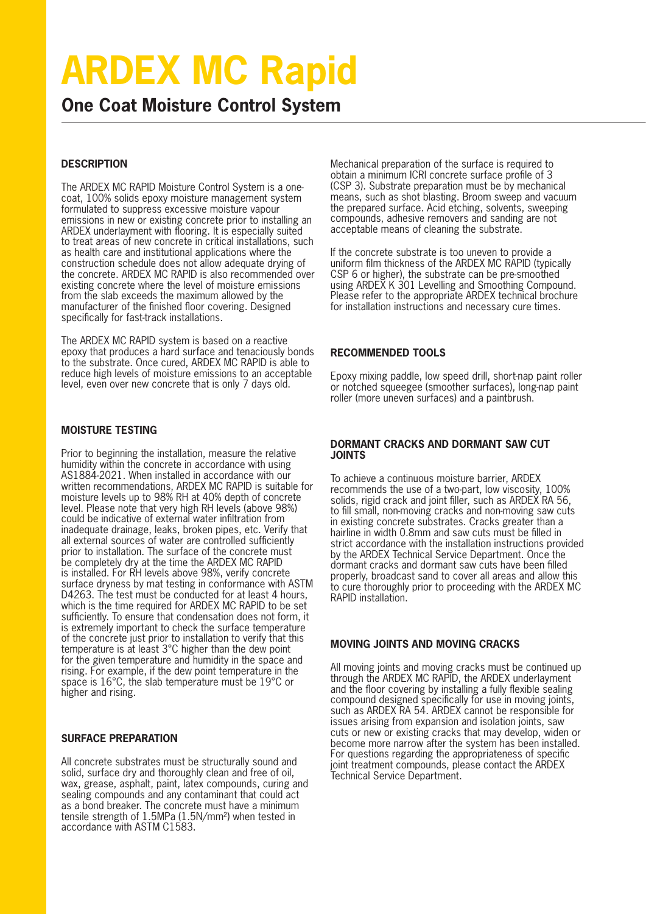# ARDEX MC Rapid

## One Coat Moisture Control System

### DESCRIPTION

The ARDEX MC RAPID Moisture Control System is a one-coat, 100% solids epoxy moisture management system formulated to suppress excessive moisture vapour emissions in new or existing concrete prior to installing an ARDEX underlayment with flooring. It is especially suited to treat areas of new concrete in critical installations, such as health care and institutional applications where the construction schedule does not allow adequate drying of the concrete. ARDEX MC RAPID is also recommended over existing concrete where the level of moisture emissions from the slab exceeds the maximum allowed by the manufacturer of the finished floor covering. Designed specifically for fast-track installations.

The ARDEX MC RAPID system is based on a reactive epoxy that produces a hard surface and tenaciously bonds to the substrate. Once cured, ARDEX MC RAPID is able to reduce high levels of moisture emissions to an acceptable level, even over new concrete that is only 7 days old.

### MOISTURE TESTING

Prior to beginning the installation, measure the relative humidity within the concrete in accordance with using AS1884-2021. When installed in accordance with our written recommendations, ARDEX MC RAPID is suitable for moisture levels up to 98% RH at 40% depth of concrete level. Please note that very high RH levels (above 98%) could be indicative of external water infiltration from inadequate drainage, leaks, broken pipes, etc. Verify that all external sources of water are controlled sufficiently prior to installation. The surface of the concrete must be completely dry at the time the ARDEX MC RAPID is installed. For RH levels above 98%, verify concrete surface dryness by mat testing in conformance with ASTM D4263. The test must be conducted for at least 4 hours, which is the time required for ARDEX MC RAPID to be set sufficiently. To ensure that condensation does not form, it is extremely important to check the surface temperature of the concrete just prior to installation to verify that this temperature is at least 3°C higher than the dew point for the given temperature and humidity in the space and rising. For example, if the dew point temperature in the space is 16°C, the slab temperature must be 19°C or higher and rising.

### SURFACE PREPARATION

All concrete substrates must be structurally sound and solid, surface dry and thoroughly clean and free of oil, wax, grease, asphalt, paint, latex compounds, curing and sealing compounds and any contaminant that could act as a bond breaker. The concrete must have a minimum tensile strength of 1.5MPa (1.5N/mm²) when tested in accordance with ASTM C1583.

Mechanical preparation of the surface is required to obtain a minimum ICRI concrete surface profile of 3 (CSP 3). Substrate preparation must be by mechanical means, such as shot blasting. Broom sweep and vacuum the prepared surface. Acid etching, solvents, sweeping compounds, adhesive removers and sanding are not acceptable means of cleaning the substrate.

If the concrete substrate is too uneven to provide a uniform film thickness of the ARDEX MC RAPID (typically CSP 6 or higher), the substrate can be pre-smoothed using ARDEX K 301 Levelling and Smoothing Compound. Please refer to the appropriate ARDEX technical brochure for installation instructions and necessary cure times.

### RECOMMENDED TOOLS

Epoxy mixing paddle, low speed drill, short-nap paint roller or notched squeegee (smoother surfaces), long-nap paint roller (more uneven surfaces) and a paintbrush.

### DORMANT CRACKS AND DORMANT SAW CUT JOINTS

To achieve a continuous moisture barrier, ARDEX recommends the use of a two-part, low viscosity, 100% solids, rigid crack and joint filler, such as ARDEX RA 56, to fill small, non-moving cracks and non-moving saw cuts in existing concrete substrates. Cracks greater than a hairline in width 0.8mm and saw cuts must be filled in strict accordance with the installation instructions provided by the ARDEX Technical Service Department. Once the dormant cracks and dormant saw cuts have been filled properly, broadcast sand to cover all areas and allow this to cure thoroughly prior to proceeding with the ARDEX MC RAPID installation.

### MOVING JOINTS AND MOVING CRACKS

All moving joints and moving cracks must be continued up through the ARDEX MC RAPID, the ARDEX underlayment and the floor covering by installing a fully flexible sealing compound designed specifically for use in moving joints, such as ARDEX RA 54. ARDEX cannot be responsible for issues arising from expansion and isolation joints, saw cuts or new or existing cracks that may develop, widen or become more narrow after the system has been installed. For questions regarding the appropriateness of specific joint treatment compounds, please contact the ARDEX Technical Service Department.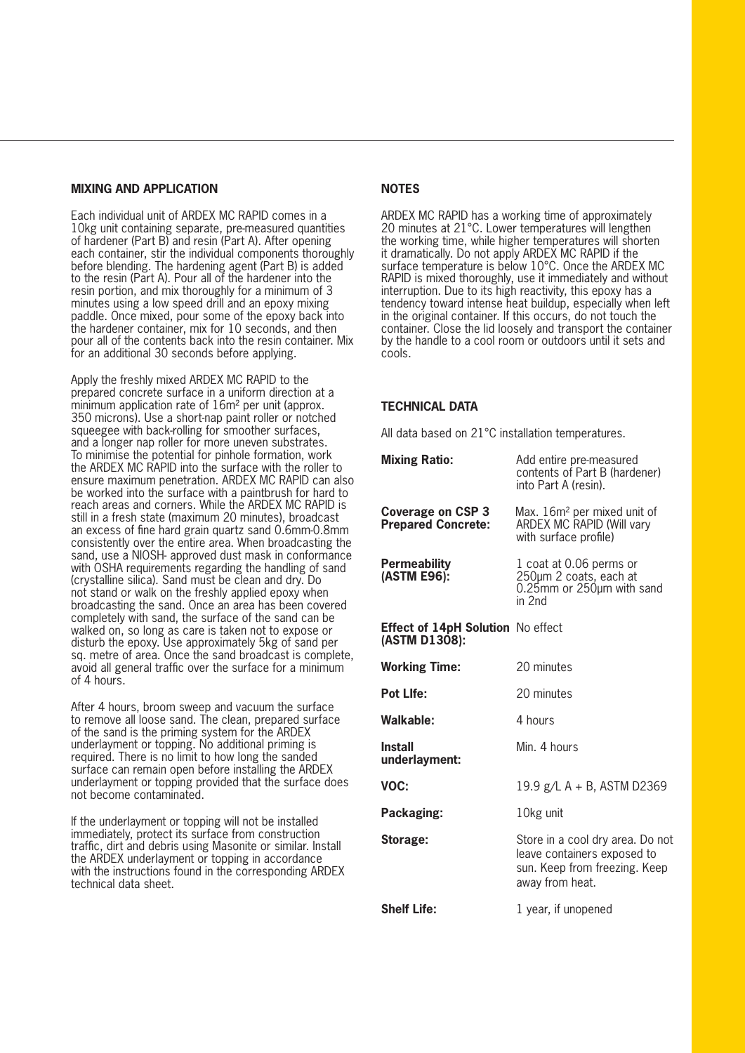## MIXING AND APPLICATION

Each individual unit of ARDEX MC RAPID comes in a 10kg unit containing separate, pre-measured quantities of hardener (Part B) and resin (Part A). After opening each container, stir the individual components thoroughly before blending. The hardening agent (Part B) is added to the resin (Part A). Pour all of the hardener into the resin portion, and mix thoroughly for a minimum of 3 minutes using a low speed drill and an epoxy mixing paddle. Once mixed, pour some of the epoxy back into the hardener container, mix for 10 seconds, and then pour all of the contents back into the resin container. Mix for an additional 30 seconds before applying.

Apply the freshly mixed ARDEX MC RAPID to the prepared concrete surface in a uniform direction at a minimum application rate of 16m² per unit (approx. 350 microns). Use a short-nap paint roller or notched squeegee with back-rolling for smoother surfaces, and a longer nap roller for more uneven substrates. To minimise the potential for pinhole formation, work the ARDEX MC RAPID into the surface with the roller to ensure maximum penetration. ARDEX MC RAPID can also be worked into the surface with a paintbrush for hard to reach areas and corners. While the ARDEX MC RAPID is still in a fresh state (maximum 20 minutes), broadcast an excess of fine hard grain quartz sand 0.6mm-0.8mm consistently over the entire area. When broadcasting the sand, use a NIOSH- approved dust mask in conformance with OSHA requirements regarding the handling of sand (crystalline silica). Sand must be clean and dry. Do not stand or walk on the freshly applied epoxy when broadcasting the sand. Once an area has been covered completely with sand, the surface of the sand can be walked on, so long as care is taken not to expose or disturb the epoxy. Use approximately 5kg of sand per sq. metre of area. Once the sand broadcast is complete, avoid all general traffic over the surface for a minimum of 4 hours.

After 4 hours, broom sweep and vacuum the surface to remove all loose sand. The clean, prepared surface of the sand is the priming system for the ARDEX underlayment or topping. No additional priming is required. There is no limit to how long the sanded surface can remain open before installing the ARDEX underlayment or topping provided that the surface does not become contaminated.

If the underlayment or topping will not be installed immediately, protect its surface from construction traffic, dirt and debris using Masonite or similar. Install the ARDEX underlayment or topping in accordance with the instructions found in the corresponding ARDEX technical data sheet.

## NOTES

ARDEX MC RAPID has a working time of approximately 20 minutes at 21°C. Lower temperatures will lengthen the working time, while higher temperatures will shorten it dramatically. Do not apply ARDEX MC RAPID if the surface temperature is below 10°C. Once the ARDEX MC RAPID is mixed thoroughly, use it immediately and without interruption. Due to its high reactivity, this epoxy has a tendency toward intense heat buildup, especially when left in the original container. If this occurs, do not touch the container. Close the lid loosely and transport the container by the handle to a cool room or outdoors until it sets and cools.

## TECHNICAL DATA

All data based on 21°C installation temperatures.

| | |
|---|---|
| **Mixing Ratio:** | Add entire pre-measured contents of Part B (hardener) into Part A (resin). |
| **Coverage on CSP 3 Prepared Concrete:** | Max. 16m² per mixed unit of ARDEX MC RAPID (Will vary with surface profile) |
| **Permeability (ASTM E96):** | 1 coat at 0.06 perms or 250µm 2 coats, each at 0.25mm or 250µm with sand in 2nd |
| **Effect of 14pH Solution (ASTM D1308):** | No effect |
| **Working Time:** | 20 minutes |
| **Pot LIfe:** | 20 minutes |
| **Walkable:** | 4 hours |
| **Install underlayment:** | Min. 4 hours |
| **VOC:** | 19.9 g/L A + B, ASTM D2369 |
| **Packaging:** | 10kg unit |
| **Storage:** | Store in a cool dry area. Do not leave containers exposed to sun. Keep from freezing. Keep away from heat. |
| **Shelf Life:** | 1 year, if unopened |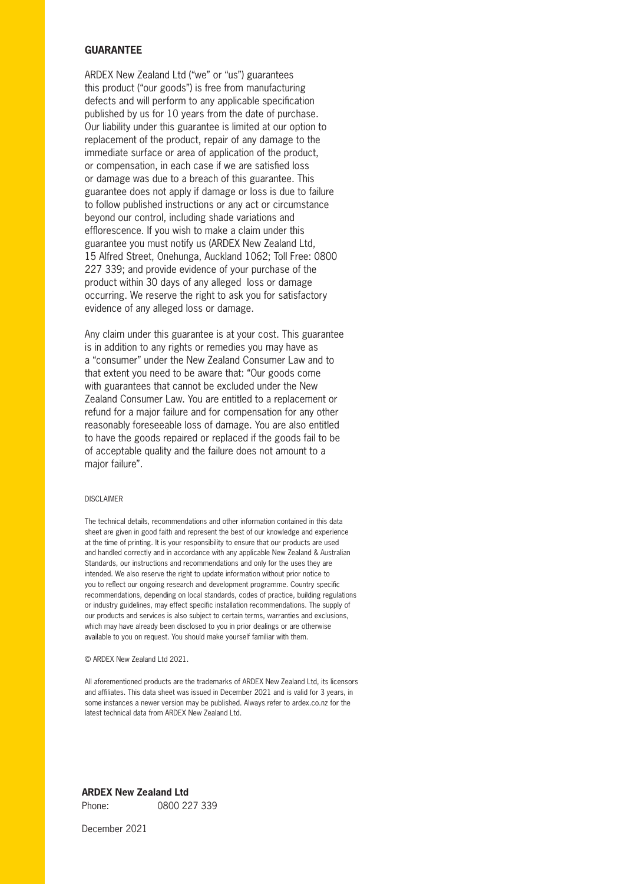## GUARANTEE

ARDEX New Zealand Ltd ("we" or "us") guarantees this product ("our goods") is free from manufacturing defects and will perform to any applicable specification published by us for 10 years from the date of purchase. Our liability under this guarantee is limited at our option to replacement of the product, repair of any damage to the immediate surface or area of application of the product, or compensation, in each case if we are satisfied loss or damage was due to a breach of this guarantee. This guarantee does not apply if damage or loss is due to failure to follow published instructions or any act or circumstance beyond our control, including shade variations and efflorescence. If you wish to make a claim under this guarantee you must notify us (ARDEX New Zealand Ltd, 15 Alfred Street, Onehunga, Auckland 1062; Toll Free: 0800 227 339; and provide evidence of your purchase of the product within 30 days of any alleged loss or damage occurring. We reserve the right to ask you for satisfactory evidence of any alleged loss or damage.

Any claim under this guarantee is at your cost. This guarantee is in addition to any rights or remedies you may have as a "consumer" under the New Zealand Consumer Law and to that extent you need to be aware that: "Our goods come with guarantees that cannot be excluded under the New Zealand Consumer Law. You are entitled to a replacement or refund for a major failure and for compensation for any other reasonably foreseeable loss of damage. You are also entitled to have the goods repaired or replaced if the goods fail to be of acceptable quality and the failure does not amount to a major failure".

DISCLAIMER

The technical details, recommendations and other information contained in this data sheet are given in good faith and represent the best of our knowledge and experience at the time of printing. It is your responsibility to ensure that our products are used and handled correctly and in accordance with any applicable New Zealand & Australian Standards, our instructions and recommendations and only for the uses they are intended. We also reserve the right to update information without prior notice to you to reflect our ongoing research and development programme. Country specific recommendations, depending on local standards, codes of practice, building regulations or industry guidelines, may effect specific installation recommendations. The supply of our products and services is also subject to certain terms, warranties and exclusions, which may have already been disclosed to you in prior dealings or are otherwise available to you on request. You should make yourself familiar with them.

© ARDEX New Zealand Ltd 2021.

All aforementioned products are the trademarks of ARDEX New Zealand Ltd, its licensors and affiliates. This data sheet was issued in December 2021 and is valid for 3 years, in some instances a newer version may be published. Always refer to ardex.co.nz for the latest technical data from ARDEX New Zealand Ltd.

**ARDEX New Zealand Ltd**

Phone: 0800 227 339

December 2021